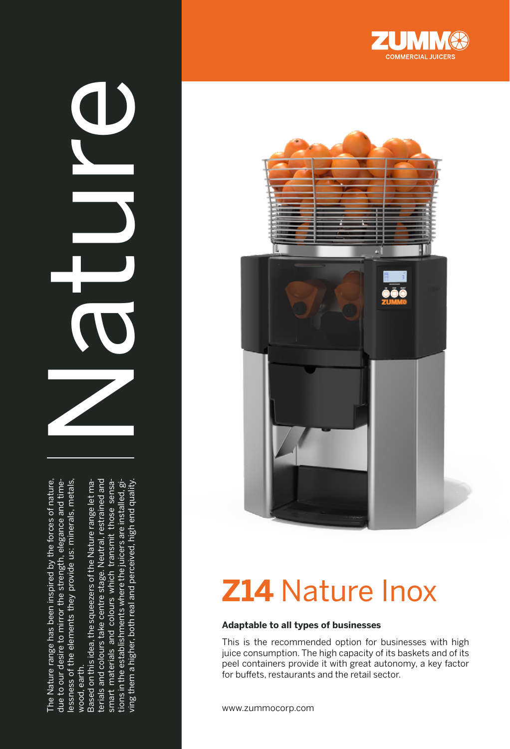ZUMMO COMMERCIAL JUICERS

# Nature

The Nature range has been inspired by the forces of nature, due to our desire to mirror the strength, elegance and timelessness of the elements they provide us: minerals, metals, wood, earth.

Based on this idea, the squeezers of the Nature range let materials and colours take centre stage. Neutral, restrained and smart materials and colours which transmit those sensations in the establishments where the juicers are installed, giving them a higher, both real and perceived, high end quality.

# **Z14** Nature Inox

**Adaptable to all types of businesses**

This is the recommended option for businesses with high juice consumption. The high capacity of its baskets and of its peel containers provide it with great autonomy, a key factor for buffets, restaurants and the retail sector.

www.zummocorp.com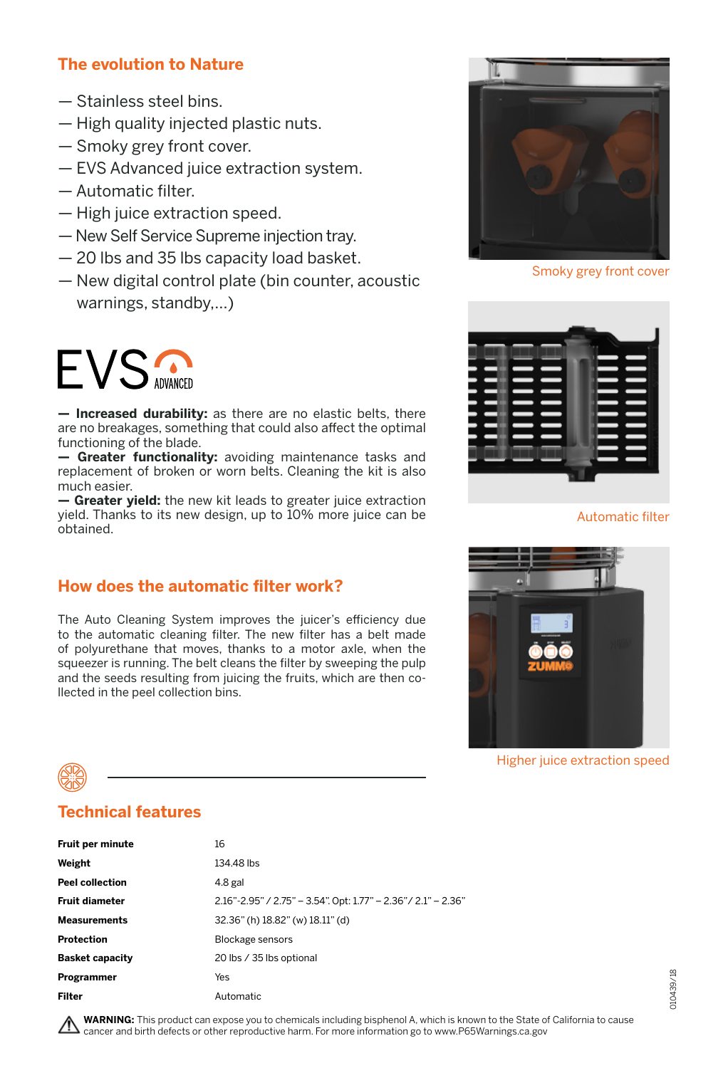## The evolution to Nature

- Stainless steel bins.
- High quality injected plastic nuts.
- Smoky grey front cover.
- EVS Advanced juice extraction system.
- Automatic filter.
- High juice extraction speed.
- New Self Service Supreme injection tray.
- 20 lbs and 35 lbs capacity load basket.
- New digital control plate (bin counter, acoustic warnings, standby,...)

EVS ADVANCED

— **Increased durability:** as there are no elastic belts, there are no breakages, something that could also affect the optimal functioning of the blade.
— **Greater functionality:** avoiding maintenance tasks and replacement of broken or worn belts. Cleaning the kit is also much easier.
— **Greater yield:** the new kit leads to greater juice extraction yield. Thanks to its new design, up to 10% more juice can be obtained.

## How does the automatic filter work?

The Auto Cleaning System improves the juicer's efficiency due to the automatic cleaning filter. The new filter has a belt made of polyurethane that moves, thanks to a motor axle, when the squeezer is running. The belt cleans the filter by sweeping the pulp and the seeds resulting from juicing the fruits, which are then collected in the peel collection bins.

Smoky grey front cover

Automatic filter

Higher juice extraction speed

## Technical features

| | |
|---|---|
| **Fruit per minute** | 16 |
| **Weight** | 134.48 lbs |
| **Peel collection** | 4.8 gal |
| **Fruit diameter** | 2.16"-2.95" / 2.75" – 3.54". Opt: 1.77" – 2.36"/ 2.1" – 2.36" |
| **Measurements** | 32.36" (h) 18.82" (w) 18.11" (d) |
| **Protection** | Blockage sensors |
| **Basket capacity** | 20 lbs / 35 lbs optional |
| **Programmer** | Yes |
| **Filter** | Automatic |

010439/18

**WARNING:** This product can expose you to chemicals including bisphenol A, which is known to the State of California to cause cancer and birth defects or other reproductive harm. For more information go to www.P65Warnings.ca.gov